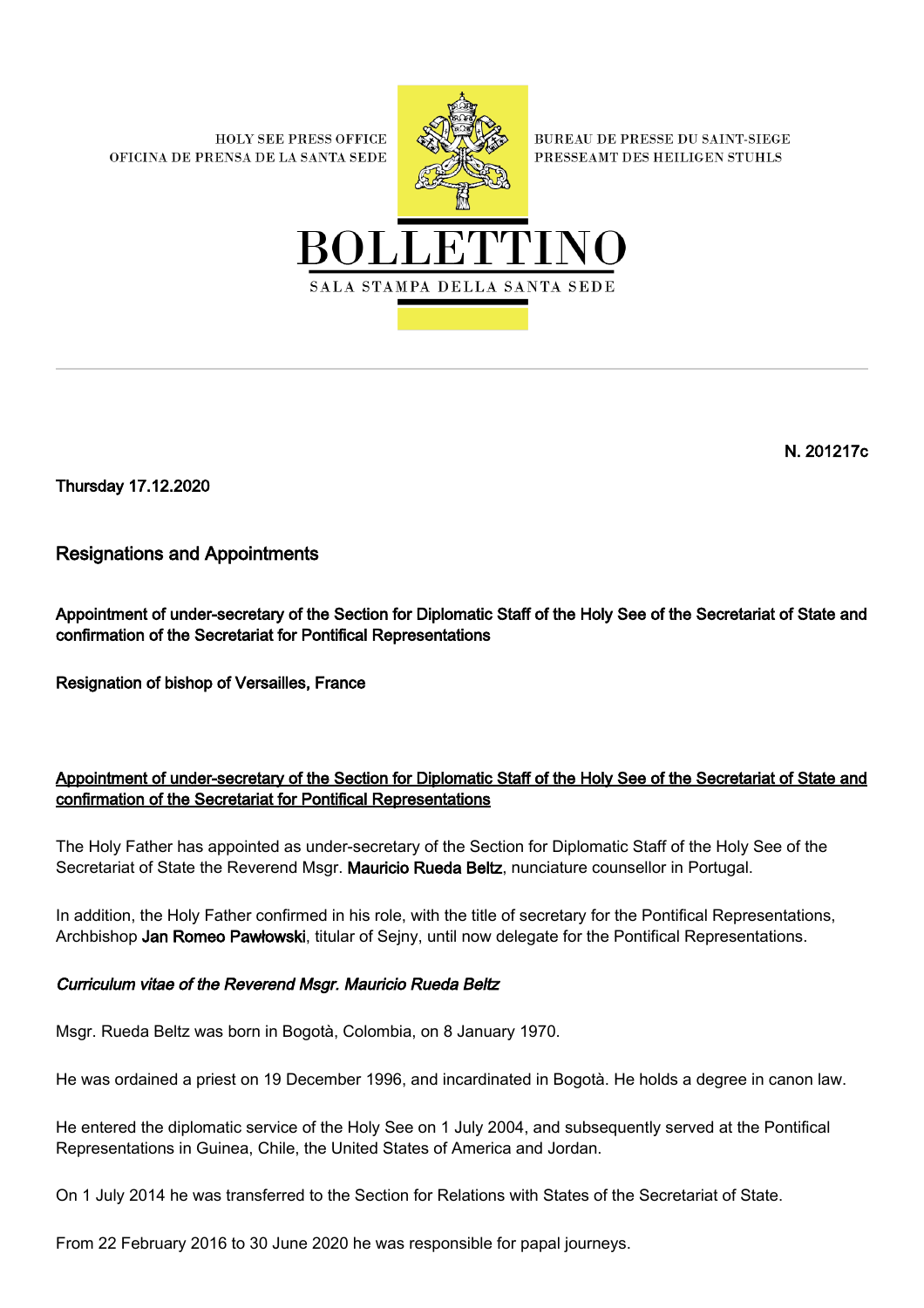HOLY SEE PRESS OFFICE
OFICINA DE PRENSA DE LA SANTA SEDE

BUREAU DE PRESSE DU SAINT-SIEGE
PRESSEAMT DES HEILIGEN STUHLS

# BOLLETTINO

SALA STAMPA DELLA SANTA SEDE

**N. 201217c**

**Thursday 17.12.2020**

## Resignations and Appointments

**Appointment of under-secretary of the Section for Diplomatic Staff of the Holy See of the Secretariat of State and confirmation of the Secretariat for Pontifical Representations**

**Resignation of bishop of Versailles, France**

### Appointment of under-secretary of the Section for Diplomatic Staff of the Holy See of the Secretariat of State and confirmation of the Secretariat for Pontifical Representations

The Holy Father has appointed as under-secretary of the Section for Diplomatic Staff of the Holy See of the Secretariat of State the Reverend Msgr. **Mauricio Rueda Beltz**, nunciature counsellor in Portugal.

In addition, the Holy Father confirmed in his role, with the title of secretary for the Pontifical Representations, Archbishop **Jan Romeo Pawłowski**, titular of Sejny, until now delegate for the Pontifical Representations.

#### *Curriculum vitae of the Reverend Msgr. Mauricio Rueda Beltz*

Msgr. Rueda Beltz was born in Bogotà, Colombia, on 8 January 1970.

He was ordained a priest on 19 December 1996, and incardinated in Bogotà. He holds a degree in canon law.

He entered the diplomatic service of the Holy See on 1 July 2004, and subsequently served at the Pontifical Representations in Guinea, Chile, the United States of America and Jordan.

On 1 July 2014 he was transferred to the Section for Relations with States of the Secretariat of State.

From 22 February 2016 to 30 June 2020 he was responsible for papal journeys.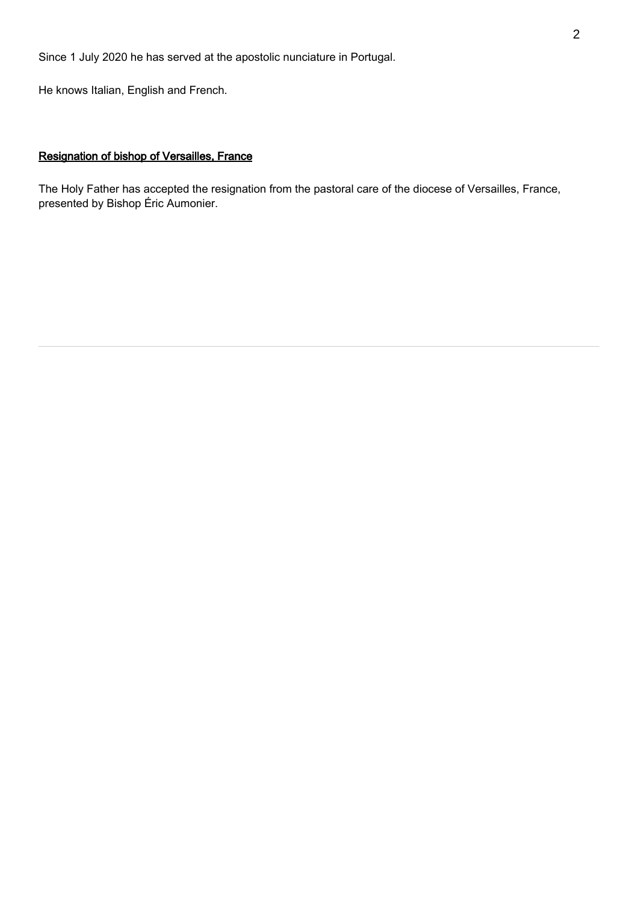Since 1 July 2020 he has served at the apostolic nunciature in Portugal.

He knows Italian, English and French.

## Resignation of bishop of Versailles, France

The Holy Father has accepted the resignation from the pastoral care of the diocese of Versailles, France, presented by Bishop Éric Aumonier.